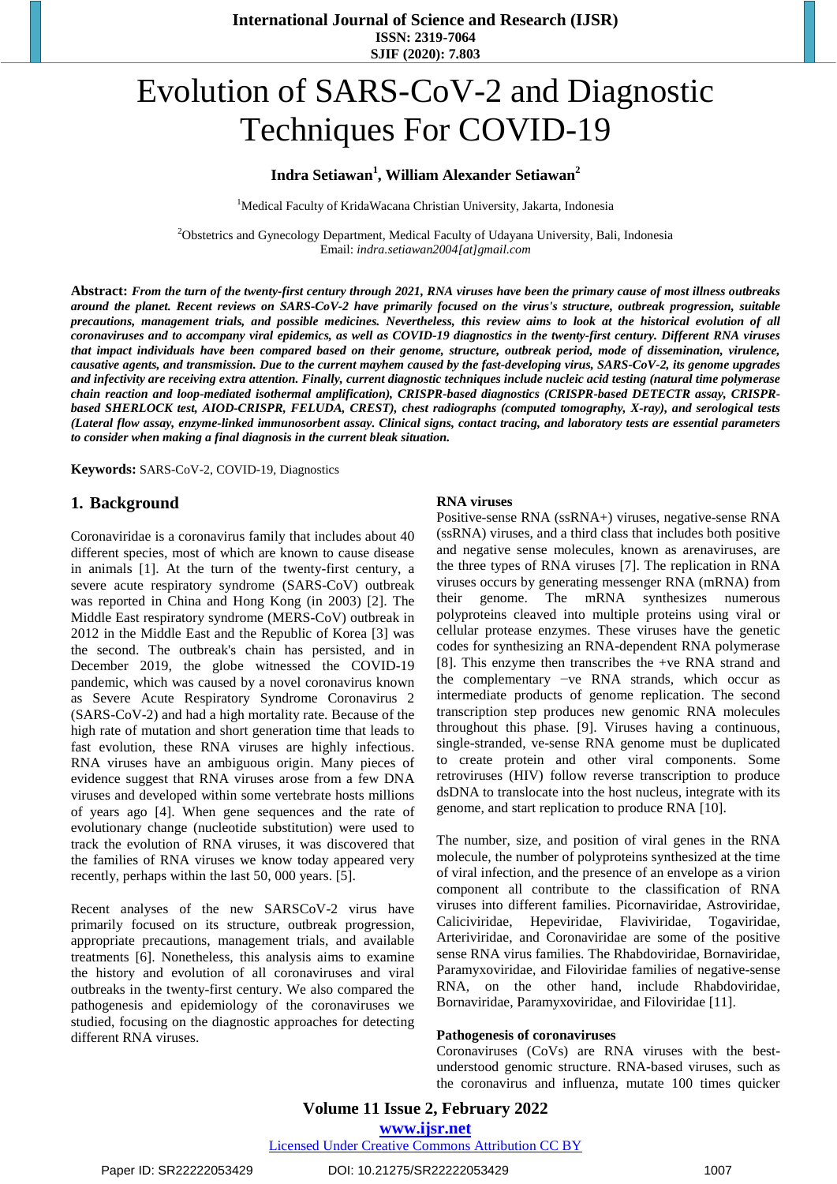# Evolution of SARS-CoV-2 and Diagnostic Techniques For COVID-19

**Indra Setiawan[1], William Alexander Setiawan[2]**

[1]Medical Faculty of KridaWacana Christian University, Jakarta, Indonesia

[2]Obstetrics and Gynecology Department, Medical Faculty of Udayana University, Bali, Indonesia
Email: *indra.setiawan2004[at]gmail.com*

**Abstract:** ***From the turn of the twenty-first century through 2021, RNA viruses have been the primary cause of most illness outbreaks around the planet. Recent reviews on SARS-CoV-2 have primarily focused on the virus's structure, outbreak progression, suitable precautions, management trials, and possible medicines. Nevertheless, this review aims to look at the historical evolution of all coronaviruses and to accompany viral epidemics, as well as COVID-19 diagnostics in the twenty-first century. Different RNA viruses that impact individuals have been compared based on their genome, structure, outbreak period, mode of dissemination, virulence, causative agents, and transmission. Due to the current mayhem caused by the fast-developing virus, SARS-CoV-2, its genome upgrades and infectivity are receiving extra attention. Finally, current diagnostic techniques include nucleic acid testing (natural time polymerase chain reaction and loop-mediated isothermal amplification), CRISPR-based diagnostics (CRISPR-based DETECTR assay, CRISPR-based SHERLOCK test, AIOD-CRISPR, FELUDA, CREST), chest radiographs (computed tomography, X-ray), and serological tests (Lateral flow assay, enzyme-linked immunosorbent assay. Clinical signs, contact tracing, and laboratory tests are essential parameters to consider when making a final diagnosis in the current bleak situation.***

**Keywords:** SARS-CoV-2, COVID-19, Diagnostics

## 1. Background

Coronaviridae is a coronavirus family that includes about 40 different species, most of which are known to cause disease in animals [1]. At the turn of the twenty-first century, a severe acute respiratory syndrome (SARS-CoV) outbreak was reported in China and Hong Kong (in 2003) [2]. The Middle East respiratory syndrome (MERS-CoV) outbreak in 2012 in the Middle East and the Republic of Korea [3] was the second. The outbreak's chain has persisted, and in December 2019, the globe witnessed the COVID-19 pandemic, which was caused by a novel coronavirus known as Severe Acute Respiratory Syndrome Coronavirus 2 (SARS-CoV-2) and had a high mortality rate. Because of the high rate of mutation and short generation time that leads to fast evolution, these RNA viruses are highly infectious. RNA viruses have an ambiguous origin. Many pieces of evidence suggest that RNA viruses arose from a few DNA viruses and developed within some vertebrate hosts millions of years ago [4]. When gene sequences and the rate of evolutionary change (nucleotide substitution) were used to track the evolution of RNA viruses, it was discovered that the families of RNA viruses we know today appeared very recently, perhaps within the last 50, 000 years. [5].

Recent analyses of the new SARSCoV-2 virus have primarily focused on its structure, outbreak progression, appropriate precautions, management trials, and available treatments [6]. Nonetheless, this analysis aims to examine the history and evolution of all coronaviruses and viral outbreaks in the twenty-first century. We also compared the pathogenesis and epidemiology of the coronaviruses we studied, focusing on the diagnostic approaches for detecting different RNA viruses.

### RNA viruses

Positive-sense RNA (ssRNA+) viruses, negative-sense RNA (ssRNA) viruses, and a third class that includes both positive and negative sense molecules, known as arenaviruses, are the three types of RNA viruses [7]. The replication in RNA viruses occurs by generating messenger RNA (mRNA) from their genome. The mRNA synthesizes numerous polyproteins cleaved into multiple proteins using viral or cellular protease enzymes. These viruses have the genetic codes for synthesizing an RNA-dependent RNA polymerase [8]. This enzyme then transcribes the +ve RNA strand and the complementary −ve RNA strands, which occur as intermediate products of genome replication. The second transcription step produces new genomic RNA molecules throughout this phase. [9]. Viruses having a continuous, single-stranded, ve-sense RNA genome must be duplicated to create protein and other viral components. Some retroviruses (HIV) follow reverse transcription to produce dsDNA to translocate into the host nucleus, integrate with its genome, and start replication to produce RNA [10].

The number, size, and position of viral genes in the RNA molecule, the number of polyproteins synthesized at the time of viral infection, and the presence of an envelope as a virion component all contribute to the classification of RNA viruses into different families. Picornaviridae, Astroviridae, Caliciviridae, Hepeviridae, Flaviviridae, Togaviridae, Arteriviridae, and Coronaviridae are some of the positive sense RNA virus families. The Rhabdoviridae, Bornaviridae, Paramyxoviridae, and Filoviridae families of negative-sense RNA, on the other hand, include Rhabdoviridae, Bornaviridae, Paramyxoviridae, and Filoviridae [11].

### Pathogenesis of coronaviruses

Coronaviruses (CoVs) are RNA viruses with the best-understood genomic structure. RNA-based viruses, such as the coronavirus and influenza, mutate 100 times quicker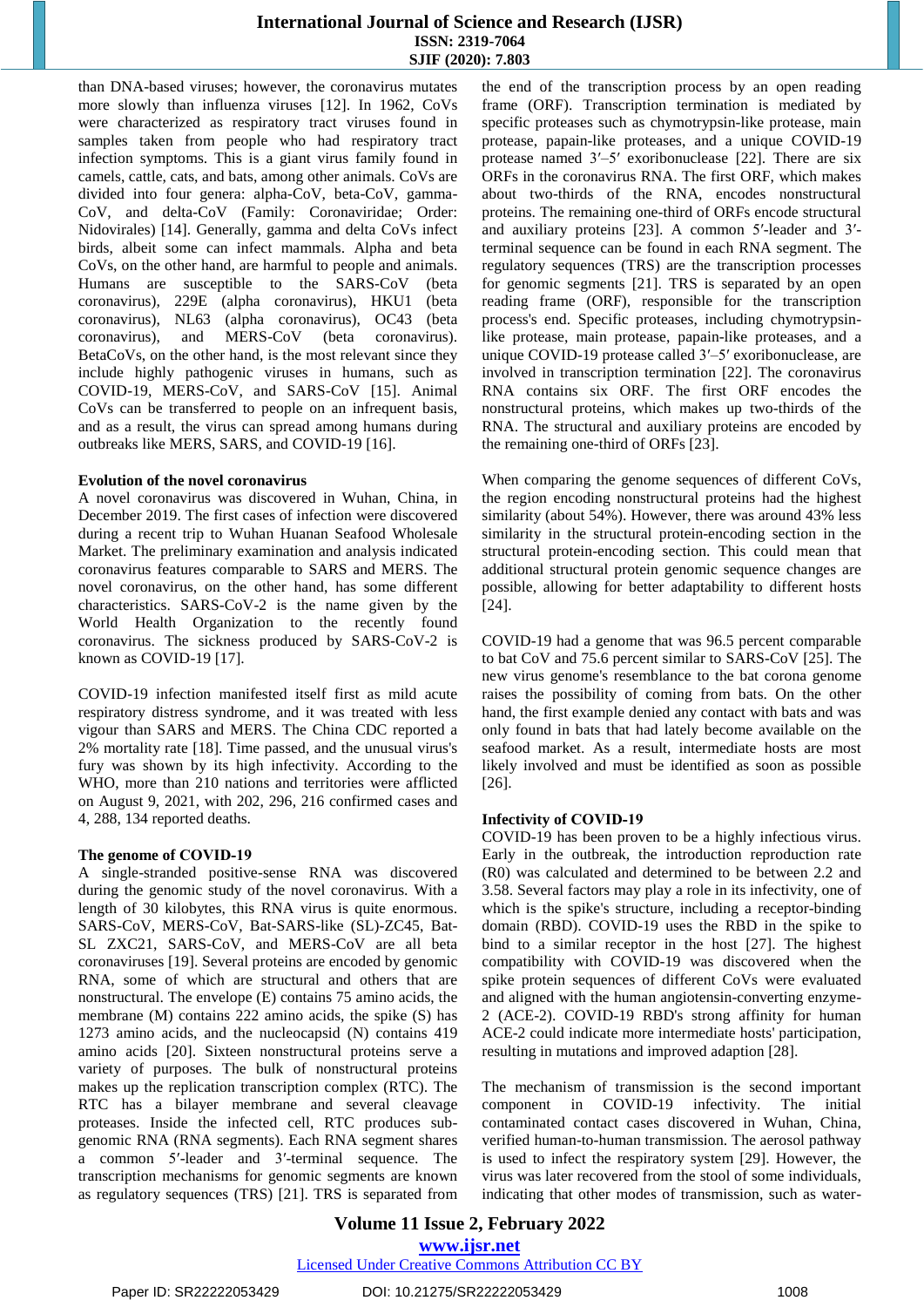than DNA-based viruses; however, the coronavirus mutates more slowly than influenza viruses [12]. In 1962, CoVs were characterized as respiratory tract viruses found in samples taken from people who had respiratory tract infection symptoms. This is a giant virus family found in camels, cattle, cats, and bats, among other animals. CoVs are divided into four genera: alpha-CoV, beta-CoV, gamma-CoV, and delta-CoV (Family: Coronaviridae; Order: Nidovirales) [14]. Generally, gamma and delta CoVs infect birds, albeit some can infect mammals. Alpha and beta CoVs, on the other hand, are harmful to people and animals. Humans are susceptible to the SARS-CoV (beta coronavirus), 229E (alpha coronavirus), HKU1 (beta coronavirus), NL63 (alpha coronavirus), OC43 (beta coronavirus), and MERS-CoV (beta coronavirus). BetaCoVs, on the other hand, is the most relevant since they include highly pathogenic viruses in humans, such as COVID-19, MERS-CoV, and SARS-CoV [15]. Animal CoVs can be transferred to people on an infrequent basis, and as a result, the virus can spread among humans during outbreaks like MERS, SARS, and COVID-19 [16].

**Evolution of the novel coronavirus**

A novel coronavirus was discovered in Wuhan, China, in December 2019. The first cases of infection were discovered during a recent trip to Wuhan Huanan Seafood Wholesale Market. The preliminary examination and analysis indicated coronavirus features comparable to SARS and MERS. The novel coronavirus, on the other hand, has some different characteristics. SARS-CoV-2 is the name given by the World Health Organization to the recently found coronavirus. The sickness produced by SARS-CoV-2 is known as COVID-19 [17].

COVID-19 infection manifested itself first as mild acute respiratory distress syndrome, and it was treated with less vigour than SARS and MERS. The China CDC reported a 2% mortality rate [18]. Time passed, and the unusual virus's fury was shown by its high infectivity. According to the WHO, more than 210 nations and territories were afflicted on August 9, 2021, with 202, 296, 216 confirmed cases and 4, 288, 134 reported deaths.

**The genome of COVID-19**

A single-stranded positive-sense RNA was discovered during the genomic study of the novel coronavirus. With a length of 30 kilobytes, this RNA virus is quite enormous. SARS-CoV, MERS-CoV, Bat-SARS-like (SL)-ZC45, Bat-SL ZXC21, SARS-CoV, and MERS-CoV are all beta coronaviruses [19]. Several proteins are encoded by genomic RNA, some of which are structural and others that are nonstructural. The envelope (E) contains 75 amino acids, the membrane (M) contains 222 amino acids, the spike (S) has 1273 amino acids, and the nucleocapsid (N) contains 419 amino acids [20]. Sixteen nonstructural proteins serve a variety of purposes. The bulk of nonstructural proteins makes up the replication transcription complex (RTC). The RTC has a bilayer membrane and several cleavage proteases. Inside the infected cell, RTC produces sub-genomic RNA (RNA segments). Each RNA segment shares a common 5′-leader and 3′-terminal sequence. The transcription mechanisms for genomic segments are known as regulatory sequences (TRS) [21]. TRS is separated from the end of the transcription process by an open reading frame (ORF). Transcription termination is mediated by specific proteases such as chymotrypsin-like protease, main protease, papain-like proteases, and a unique COVID-19 protease named 3′–5′ exoribonuclease [22]. There are six ORFs in the coronavirus RNA. The first ORF, which makes about two-thirds of the RNA, encodes nonstructural proteins. The remaining one-third of ORFs encode structural and auxiliary proteins [23]. A common 5′-leader and 3′-terminal sequence can be found in each RNA segment. The regulatory sequences (TRS) are the transcription processes for genomic segments [21]. TRS is separated by an open reading frame (ORF), responsible for the transcription process's end. Specific proteases, including chymotrypsin-like protease, main protease, papain-like proteases, and a unique COVID-19 protease called 3′–5′ exoribonuclease, are involved in transcription termination [22]. The coronavirus RNA contains six ORF. The first ORF encodes the nonstructural proteins, which makes up two-thirds of the RNA. The structural and auxiliary proteins are encoded by the remaining one-third of ORFs [23].

When comparing the genome sequences of different CoVs, the region encoding nonstructural proteins had the highest similarity (about 54%). However, there was around 43% less similarity in the structural protein-encoding section in the structural protein-encoding section. This could mean that additional structural protein genomic sequence changes are possible, allowing for better adaptability to different hosts [24].

COVID-19 had a genome that was 96.5 percent comparable to bat CoV and 75.6 percent similar to SARS-CoV [25]. The new virus genome's resemblance to the bat corona genome raises the possibility of coming from bats. On the other hand, the first example denied any contact with bats and was only found in bats that had lately become available on the seafood market. As a result, intermediate hosts are most likely involved and must be identified as soon as possible [26].

**Infectivity of COVID-19**

COVID-19 has been proven to be a highly infectious virus. Early in the outbreak, the introduction reproduction rate (R0) was calculated and determined to be between 2.2 and 3.58. Several factors may play a role in its infectivity, one of which is the spike's structure, including a receptor-binding domain (RBD). COVID-19 uses the RBD in the spike to bind to a similar receptor in the host [27]. The highest compatibility with COVID-19 was discovered when the spike protein sequences of different CoVs were evaluated and aligned with the human angiotensin-converting enzyme-2 (ACE-2). COVID-19 RBD's strong affinity for human ACE-2 could indicate more intermediate hosts' participation, resulting in mutations and improved adaption [28].

The mechanism of transmission is the second important component in COVID-19 infectivity. The initial contaminated contact cases discovered in Wuhan, China, verified human-to-human transmission. The aerosol pathway is used to infect the respiratory system [29]. However, the virus was later recovered from the stool of some individuals, indicating that other modes of transmission, such as water-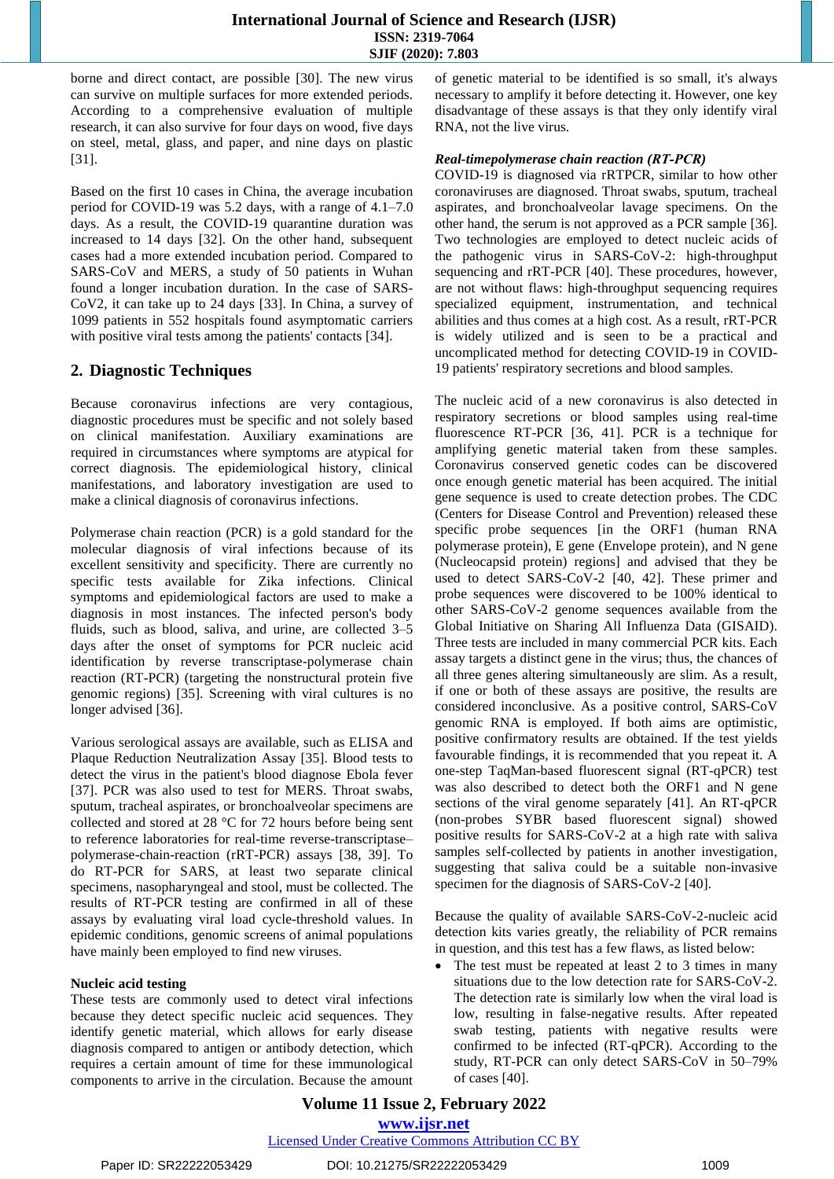borne and direct contact, are possible [30]. The new virus can survive on multiple surfaces for more extended periods. According to a comprehensive evaluation of multiple research, it can also survive for four days on wood, five days on steel, metal, glass, and paper, and nine days on plastic [31].

Based on the first 10 cases in China, the average incubation period for COVID-19 was 5.2 days, with a range of 4.1–7.0 days. As a result, the COVID-19 quarantine duration was increased to 14 days [32]. On the other hand, subsequent cases had a more extended incubation period. Compared to SARS-CoV and MERS, a study of 50 patients in Wuhan found a longer incubation duration. In the case of SARS-CoV2, it can take up to 24 days [33]. In China, a survey of 1099 patients in 552 hospitals found asymptomatic carriers with positive viral tests among the patients' contacts [34].

## 2. Diagnostic Techniques

Because coronavirus infections are very contagious, diagnostic procedures must be specific and not solely based on clinical manifestation. Auxiliary examinations are required in circumstances where symptoms are atypical for correct diagnosis. The epidemiological history, clinical manifestations, and laboratory investigation are used to make a clinical diagnosis of coronavirus infections.

Polymerase chain reaction (PCR) is a gold standard for the molecular diagnosis of viral infections because of its excellent sensitivity and specificity. There are currently no specific tests available for Zika infections. Clinical symptoms and epidemiological factors are used to make a diagnosis in most instances. The infected person's body fluids, such as blood, saliva, and urine, are collected 3–5 days after the onset of symptoms for PCR nucleic acid identification by reverse transcriptase-polymerase chain reaction (RT-PCR) (targeting the nonstructural protein five genomic regions) [35]. Screening with viral cultures is no longer advised [36].

Various serological assays are available, such as ELISA and Plaque Reduction Neutralization Assay [35]. Blood tests to detect the virus in the patient's blood diagnose Ebola fever [37]. PCR was also used to test for MERS. Throat swabs, sputum, tracheal aspirates, or bronchoalveolar specimens are collected and stored at 28 °C for 72 hours before being sent to reference laboratories for real-time reverse-transcriptase–polymerase-chain-reaction (rRT-PCR) assays [38, 39]. To do RT-PCR for SARS, at least two separate clinical specimens, nasopharyngeal and stool, must be collected. The results of RT-PCR testing are confirmed in all of these assays by evaluating viral load cycle-threshold values. In epidemic conditions, genomic screens of animal populations have mainly been employed to find new viruses.

**Nucleic acid testing**

These tests are commonly used to detect viral infections because they detect specific nucleic acid sequences. They identify genetic material, which allows for early disease diagnosis compared to antigen or antibody detection, which requires a certain amount of time for these immunological components to arrive in the circulation. Because the amount of genetic material to be identified is so small, it's always necessary to amplify it before detecting it. However, one key disadvantage of these assays is that they only identify viral RNA, not the live virus.

***Real-timepolymerase chain reaction (RT-PCR)***

COVID-19 is diagnosed via rRTPCR, similar to how other coronaviruses are diagnosed. Throat swabs, sputum, tracheal aspirates, and bronchoalveolar lavage specimens. On the other hand, the serum is not approved as a PCR sample [36]. Two technologies are employed to detect nucleic acids of the pathogenic virus in SARS-CoV-2: high-throughput sequencing and rRT-PCR [40]. These procedures, however, are not without flaws: high-throughput sequencing requires specialized equipment, instrumentation, and technical abilities and thus comes at a high cost. As a result, rRT-PCR is widely utilized and is seen to be a practical and uncomplicated method for detecting COVID-19 in COVID-19 patients' respiratory secretions and blood samples.

The nucleic acid of a new coronavirus is also detected in respiratory secretions or blood samples using real-time fluorescence RT-PCR [36, 41]. PCR is a technique for amplifying genetic material taken from these samples. Coronavirus conserved genetic codes can be discovered once enough genetic material has been acquired. The initial gene sequence is used to create detection probes. The CDC (Centers for Disease Control and Prevention) released these specific probe sequences [in the ORF1 (human RNA polymerase protein), E gene (Envelope protein), and N gene (Nucleocapsid protein) regions] and advised that they be used to detect SARS-CoV-2 [40, 42]. These primer and probe sequences were discovered to be 100% identical to other SARS-CoV-2 genome sequences available from the Global Initiative on Sharing All Influenza Data (GISAID). Three tests are included in many commercial PCR kits. Each assay targets a distinct gene in the virus; thus, the chances of all three genes altering simultaneously are slim. As a result, if one or both of these assays are positive, the results are considered inconclusive. As a positive control, SARS-CoV genomic RNA is employed. If both aims are optimistic, positive confirmatory results are obtained. If the test yields favourable findings, it is recommended that you repeat it. A one-step TaqMan-based fluorescent signal (RT-qPCR) test was also described to detect both the ORF1 and N gene sections of the viral genome separately [41]. An RT-qPCR (non-probes SYBR based fluorescent signal) showed positive results for SARS-CoV-2 at a high rate with saliva samples self-collected by patients in another investigation, suggesting that saliva could be a suitable non-invasive specimen for the diagnosis of SARS-CoV-2 [40].

Because the quality of available SARS-CoV-2-nucleic acid detection kits varies greatly, the reliability of PCR remains in question, and this test has a few flaws, as listed below:

- The test must be repeated at least 2 to 3 times in many situations due to the low detection rate for SARS-CoV-2. The detection rate is similarly low when the viral load is low, resulting in false-negative results. After repeated swab testing, patients with negative results were confirmed to be infected (RT-qPCR). According to the study, RT-PCR can only detect SARS-CoV in 50–79% of cases [40].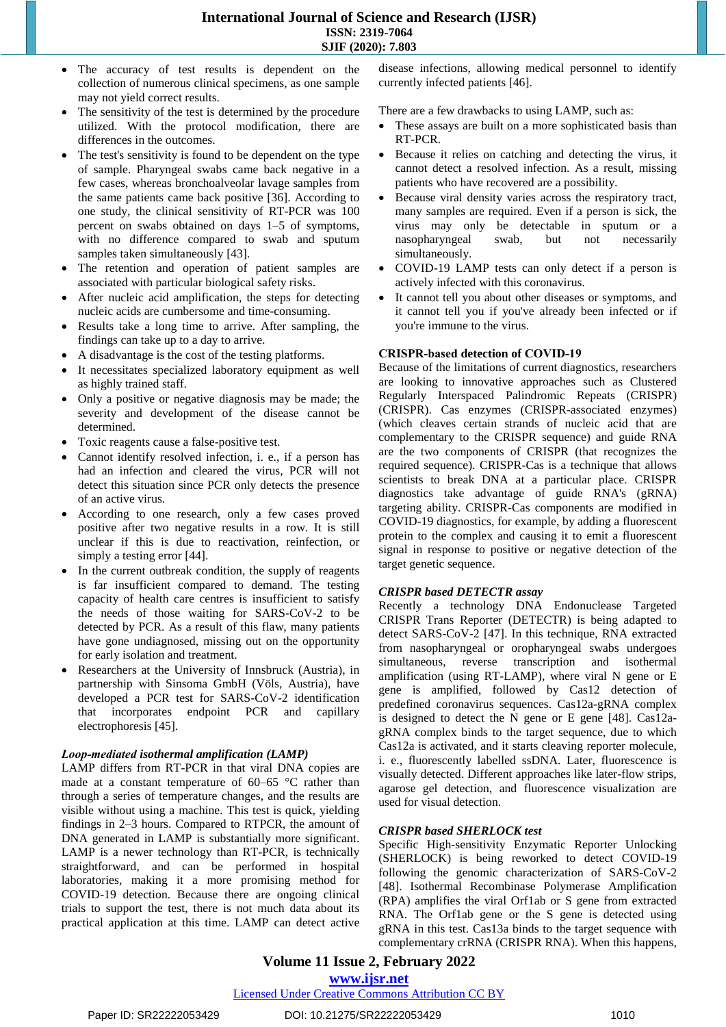- The accuracy of test results is dependent on the collection of numerous clinical specimens, as one sample may not yield correct results.
- The sensitivity of the test is determined by the procedure utilized. With the protocol modification, there are differences in the outcomes.
- The test's sensitivity is found to be dependent on the type of sample. Pharyngeal swabs came back negative in a few cases, whereas bronchoalveolar lavage samples from the same patients came back positive [36]. According to one study, the clinical sensitivity of RT-PCR was 100 percent on swabs obtained on days 1–5 of symptoms, with no difference compared to swab and sputum samples taken simultaneously [43].
- The retention and operation of patient samples are associated with particular biological safety risks.
- After nucleic acid amplification, the steps for detecting nucleic acids are cumbersome and time-consuming.
- Results take a long time to arrive. After sampling, the findings can take up to a day to arrive.
- A disadvantage is the cost of the testing platforms.
- It necessitates specialized laboratory equipment as well as highly trained staff.
- Only a positive or negative diagnosis may be made; the severity and development of the disease cannot be determined.
- Toxic reagents cause a false-positive test.
- Cannot identify resolved infection, i. e., if a person has had an infection and cleared the virus, PCR will not detect this situation since PCR only detects the presence of an active virus.
- According to one research, only a few cases proved positive after two negative results in a row. It is still unclear if this is due to reactivation, reinfection, or simply a testing error [44].
- In the current outbreak condition, the supply of reagents is far insufficient compared to demand. The testing capacity of health care centres is insufficient to satisfy the needs of those waiting for SARS-CoV-2 to be detected by PCR. As a result of this flaw, many patients have gone undiagnosed, missing out on the opportunity for early isolation and treatment.
- Researchers at the University of Innsbruck (Austria), in partnership with Sinsoma GmbH (Völs, Austria), have developed a PCR test for SARS-CoV-2 identification that incorporates endpoint PCR and capillary electrophoresis [45].

### *Loop-mediated isothermal amplification (LAMP)*

LAMP differs from RT-PCR in that viral DNA copies are made at a constant temperature of 60–65 °C rather than through a series of temperature changes, and the results are visible without using a machine. This test is quick, yielding findings in 2–3 hours. Compared to RTPCR, the amount of DNA generated in LAMP is substantially more significant. LAMP is a newer technology than RT-PCR, is technically straightforward, and can be performed in hospital laboratories, making it a more promising method for COVID-19 detection. Because there are ongoing clinical trials to support the test, there is not much data about its practical application at this time. LAMP can detect active disease infections, allowing medical personnel to identify currently infected patients [46].

There are a few drawbacks to using LAMP, such as:

- These assays are built on a more sophisticated basis than RT-PCR.
- Because it relies on catching and detecting the virus, it cannot detect a resolved infection. As a result, missing patients who have recovered are a possibility.
- Because viral density varies across the respiratory tract, many samples are required. Even if a person is sick, the virus may only be detectable in sputum or a nasopharyngeal swab, but not necessarily simultaneously.
- COVID-19 LAMP tests can only detect if a person is actively infected with this coronavirus.
- It cannot tell you about other diseases or symptoms, and it cannot tell you if you've already been infected or if you're immune to the virus.

### CRISPR-based detection of COVID-19

Because of the limitations of current diagnostics, researchers are looking to innovative approaches such as Clustered Regularly Interspaced Palindromic Repeats (CRISPR) (CRISPR). Cas enzymes (CRISPR-associated enzymes) (which cleaves certain strands of nucleic acid that are complementary to the CRISPR sequence) and guide RNA are the two components of CRISPR (that recognizes the required sequence). CRISPR-Cas is a technique that allows scientists to break DNA at a particular place. CRISPR diagnostics take advantage of guide RNA's (gRNA) targeting ability. CRISPR-Cas components are modified in COVID-19 diagnostics, for example, by adding a fluorescent protein to the complex and causing it to emit a fluorescent signal in response to positive or negative detection of the target genetic sequence.

### *CRISPR based DETECTR assay*

Recently a technology DNA Endonuclease Targeted CRISPR Trans Reporter (DETECTR) is being adapted to detect SARS-CoV-2 [47]. In this technique, RNA extracted from nasopharyngeal or oropharyngeal swabs undergoes simultaneous, reverse transcription and isothermal amplification (using RT-LAMP), where viral N gene or E gene is amplified, followed by Cas12 detection of predefined coronavirus sequences. Cas12a-gRNA complex is designed to detect the N gene or E gene [48]. Cas12a-gRNA complex binds to the target sequence, due to which Cas12a is activated, and it starts cleaving reporter molecule, i. e., fluorescently labelled ssDNA. Later, fluorescence is visually detected. Different approaches like later-flow strips, agarose gel detection, and fluorescence visualization are used for visual detection.

### *CRISPR based SHERLOCK test*

Specific High-sensitivity Enzymatic Reporter Unlocking (SHERLOCK) is being reworked to detect COVID-19 following the genomic characterization of SARS-CoV-2 [48]. Isothermal Recombinase Polymerase Amplification (RPA) amplifies the viral Orf1ab or S gene from extracted RNA. The Orf1ab gene or the S gene is detected using gRNA in this test. Cas13a binds to the target sequence with complementary crRNA (CRISPR RNA). When this happens,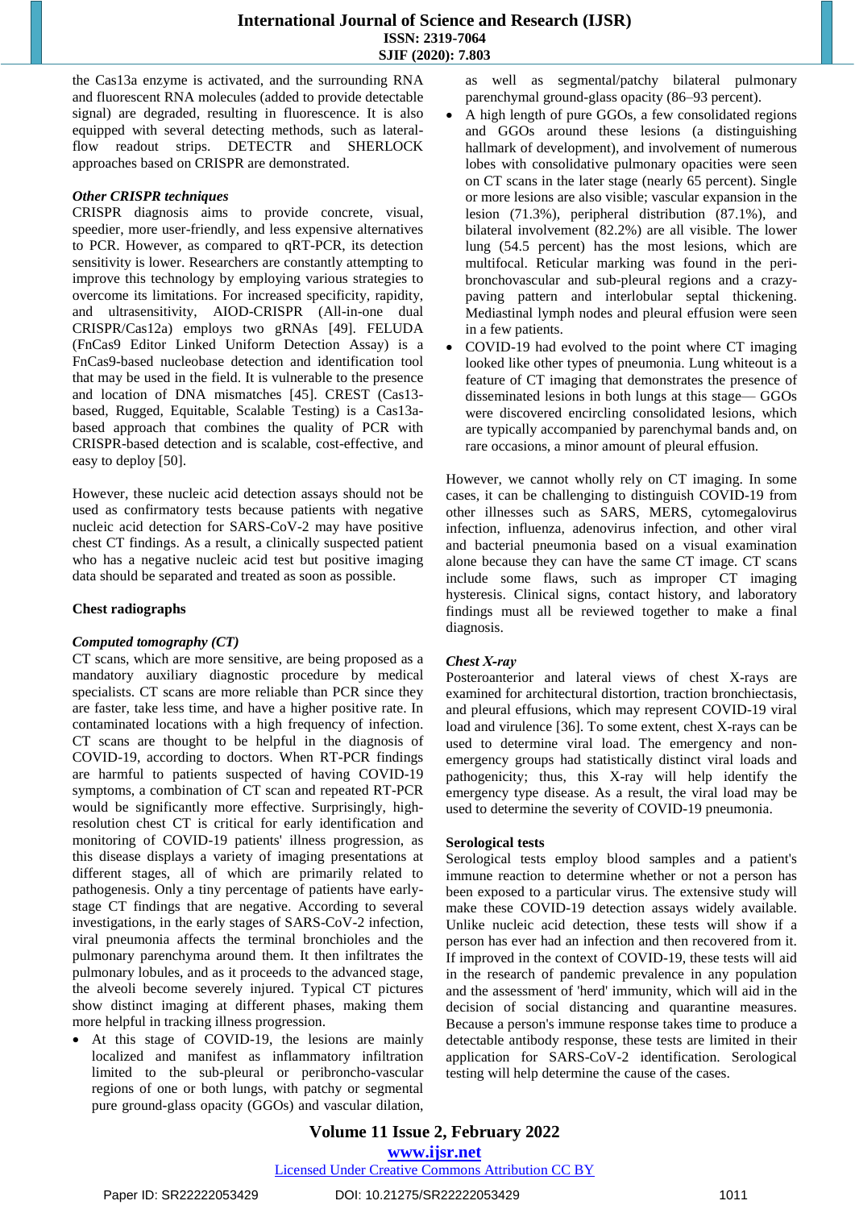the Cas13a enzyme is activated, and the surrounding RNA and fluorescent RNA molecules (added to provide detectable signal) are degraded, resulting in fluorescence. It is also equipped with several detecting methods, such as lateral-flow readout strips. DETECTR and SHERLOCK approaches based on CRISPR are demonstrated.

### *Other CRISPR techniques*

CRISPR diagnosis aims to provide concrete, visual, speedier, more user-friendly, and less expensive alternatives to PCR. However, as compared to qRT-PCR, its detection sensitivity is lower. Researchers are constantly attempting to improve this technology by employing various strategies to overcome its limitations. For increased specificity, rapidity, and ultrasensitivity, AIOD-CRISPR (All-in-one dual CRISPR/Cas12a) employs two gRNAs [49]. FELUDA (FnCas9 Editor Linked Uniform Detection Assay) is a FnCas9-based nucleobase detection and identification tool that may be used in the field. It is vulnerable to the presence and location of DNA mismatches [45]. CREST (Cas13-based, Rugged, Equitable, Scalable Testing) is a Cas13a-based approach that combines the quality of PCR with CRISPR-based detection and is scalable, cost-effective, and easy to deploy [50].

However, these nucleic acid detection assays should not be used as confirmatory tests because patients with negative nucleic acid detection for SARS-CoV-2 may have positive chest CT findings. As a result, a clinically suspected patient who has a negative nucleic acid test but positive imaging data should be separated and treated as soon as possible.

## Chest radiographs

### *Computed tomography (CT)*

CT scans, which are more sensitive, are being proposed as a mandatory auxiliary diagnostic procedure by medical specialists. CT scans are more reliable than PCR since they are faster, take less time, and have a higher positive rate. In contaminated locations with a high frequency of infection. CT scans are thought to be helpful in the diagnosis of COVID-19, according to doctors. When RT-PCR findings are harmful to patients suspected of having COVID-19 symptoms, a combination of CT scan and repeated RT-PCR would be significantly more effective. Surprisingly, high-resolution chest CT is critical for early identification and monitoring of COVID-19 patients' illness progression, as this disease displays a variety of imaging presentations at different stages, all of which are primarily related to pathogenesis. Only a tiny percentage of patients have early-stage CT findings that are negative. According to several investigations, in the early stages of SARS-CoV-2 infection, viral pneumonia affects the terminal bronchioles and the pulmonary parenchyma around them. It then infiltrates the pulmonary lobules, and as it proceeds to the advanced stage, the alveoli become severely injured. Typical CT pictures show distinct imaging at different phases, making them more helpful in tracking illness progression.

- At this stage of COVID-19, the lesions are mainly localized and manifest as inflammatory infiltration limited to the sub-pleural or peribroncho-vascular regions of one or both lungs, with patchy or segmental pure ground-glass opacity (GGOs) and vascular dilation, as well as segmental/patchy bilateral pulmonary parenchymal ground-glass opacity (86–93 percent).
- A high length of pure GGOs, a few consolidated regions and GGOs around these lesions (a distinguishing hallmark of development), and involvement of numerous lobes with consolidative pulmonary opacities were seen on CT scans in the later stage (nearly 65 percent). Single or more lesions are also visible; vascular expansion in the lesion (71.3%), peripheral distribution (87.1%), and bilateral involvement (82.2%) are all visible. The lower lung (54.5 percent) has the most lesions, which are multifocal. Reticular marking was found in the peri-bronchovascular and sub-pleural regions and a crazy-paving pattern and interlobular septal thickening. Mediastinal lymph nodes and pleural effusion were seen in a few patients.
- COVID-19 had evolved to the point where CT imaging looked like other types of pneumonia. Lung whiteout is a feature of CT imaging that demonstrates the presence of disseminated lesions in both lungs at this stage— GGOs were discovered encircling consolidated lesions, which are typically accompanied by parenchymal bands and, on rare occasions, a minor amount of pleural effusion.

However, we cannot wholly rely on CT imaging. In some cases, it can be challenging to distinguish COVID-19 from other illnesses such as SARS, MERS, cytomegalovirus infection, influenza, adenovirus infection, and other viral and bacterial pneumonia based on a visual examination alone because they can have the same CT image. CT scans include some flaws, such as improper CT imaging hysteresis. Clinical signs, contact history, and laboratory findings must all be reviewed together to make a final diagnosis.

### *Chest X-ray*

Posteroanterior and lateral views of chest X-rays are examined for architectural distortion, traction bronchiectasis, and pleural effusions, which may represent COVID-19 viral load and virulence [36]. To some extent, chest X-rays can be used to determine viral load. The emergency and non-emergency groups had statistically distinct viral loads and pathogenicity; thus, this X-ray will help identify the emergency type disease. As a result, the viral load may be used to determine the severity of COVID-19 pneumonia.

## Serological tests

Serological tests employ blood samples and a patient's immune reaction to determine whether or not a person has been exposed to a particular virus. The extensive study will make these COVID-19 detection assays widely available. Unlike nucleic acid detection, these tests will show if a person has ever had an infection and then recovered from it. If improved in the context of COVID-19, these tests will aid in the research of pandemic prevalence in any population and the assessment of 'herd' immunity, which will aid in the decision of social distancing and quarantine measures. Because a person's immune response takes time to produce a detectable antibody response, these tests are limited in their application for SARS-CoV-2 identification. Serological testing will help determine the cause of the cases.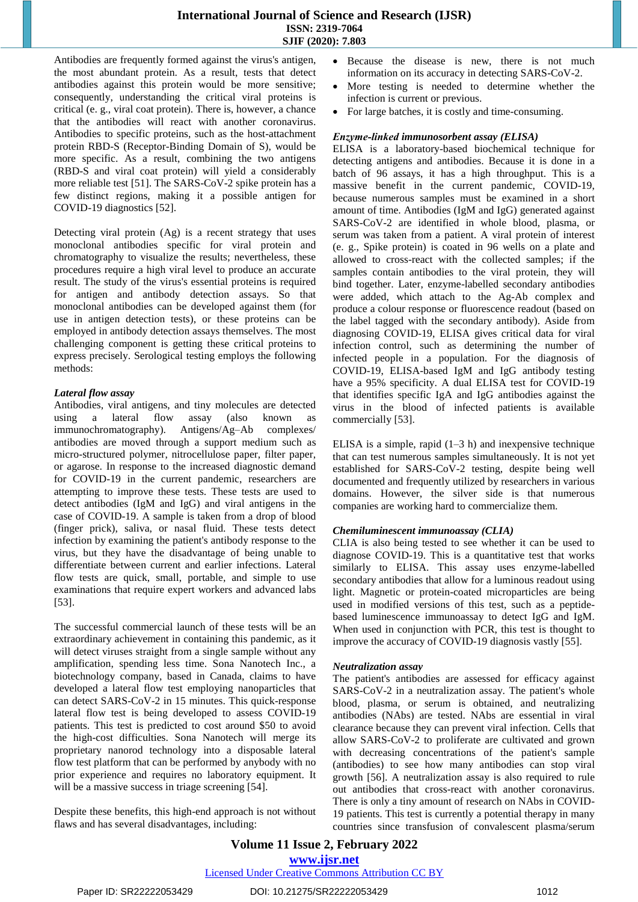Antibodies are frequently formed against the virus's antigen, the most abundant protein. As a result, tests that detect antibodies against this protein would be more sensitive; consequently, understanding the critical viral proteins is critical (e. g., viral coat protein). There is, however, a chance that the antibodies will react with another coronavirus. Antibodies to specific proteins, such as the host-attachment protein RBD-S (Receptor-Binding Domain of S), would be more specific. As a result, combining the two antigens (RBD-S and viral coat protein) will yield a considerably more reliable test [51]. The SARS-CoV-2 spike protein has a few distinct regions, making it a possible antigen for COVID-19 diagnostics [52].

Detecting viral protein (Ag) is a recent strategy that uses monoclonal antibodies specific for viral protein and chromatography to visualize the results; nevertheless, these procedures require a high viral level to produce an accurate result. The study of the virus's essential proteins is required for antigen and antibody detection assays. So that monoclonal antibodies can be developed against them (for use in antigen detection tests), or these proteins can be employed in antibody detection assays themselves. The most challenging component is getting these critical proteins to express precisely. Serological testing employs the following methods:

***Lateral flow assay***

Antibodies, viral antigens, and tiny molecules are detected using a lateral flow assay (also known as immunochromatography). Antigens/Ag–Ab complexes/ antibodies are moved through a support medium such as micro-structured polymer, nitrocellulose paper, filter paper, or agarose. In response to the increased diagnostic demand for COVID-19 in the current pandemic, researchers are attempting to improve these tests. These tests are used to detect antibodies (IgM and IgG) and viral antigens in the case of COVID-19. A sample is taken from a drop of blood (finger prick), saliva, or nasal fluid. These tests detect infection by examining the patient's antibody response to the virus, but they have the disadvantage of being unable to differentiate between current and earlier infections. Lateral flow tests are quick, small, portable, and simple to use examinations that require expert workers and advanced labs [53].

The successful commercial launch of these tests will be an extraordinary achievement in containing this pandemic, as it will detect viruses straight from a single sample without any amplification, spending less time. Sona Nanotech Inc., a biotechnology company, based in Canada, claims to have developed a lateral flow test employing nanoparticles that can detect SARS-CoV-2 in 15 minutes. This quick-response lateral flow test is being developed to assess COVID-19 patients. This test is predicted to cost around $50 to avoid the high-cost difficulties. Sona Nanotech will merge its proprietary nanorod technology into a disposable lateral flow test platform that can be performed by anybody with no prior experience and requires no laboratory equipment. It will be a massive success in triage screening [54].

Despite these benefits, this high-end approach is not without flaws and has several disadvantages, including:

- Because the disease is new, there is not much information on its accuracy in detecting SARS-CoV-2.
- More testing is needed to determine whether the infection is current or previous.
- For large batches, it is costly and time-consuming.

***Enzyme-linked immunosorbent assay (ELISA)***

ELISA is a laboratory-based biochemical technique for detecting antigens and antibodies. Because it is done in a batch of 96 assays, it has a high throughput. This is a massive benefit in the current pandemic, COVID-19, because numerous samples must be examined in a short amount of time. Antibodies (IgM and IgG) generated against SARS-CoV-2 are identified in whole blood, plasma, or serum was taken from a patient. A viral protein of interest (e. g., Spike protein) is coated in 96 wells on a plate and allowed to cross-react with the collected samples; if the samples contain antibodies to the viral protein, they will bind together. Later, enzyme-labelled secondary antibodies were added, which attach to the Ag-Ab complex and produce a colour response or fluorescence readout (based on the label tagged with the secondary antibody). Aside from diagnosing COVID-19, ELISA gives critical data for viral infection control, such as determining the number of infected people in a population. For the diagnosis of COVID-19, ELISA-based IgM and IgG antibody testing have a 95% specificity. A dual ELISA test for COVID-19 that identifies specific IgA and IgG antibodies against the virus in the blood of infected patients is available commercially [53].

ELISA is a simple, rapid (1–3 h) and inexpensive technique that can test numerous samples simultaneously. It is not yet established for SARS-CoV-2 testing, despite being well documented and frequently utilized by researchers in various domains. However, the silver side is that numerous companies are working hard to commercialize them.

***Chemiluminescent immunoassay (CLIA)***

CLIA is also being tested to see whether it can be used to diagnose COVID-19. This is a quantitative test that works similarly to ELISA. This assay uses enzyme-labelled secondary antibodies that allow for a luminous readout using light. Magnetic or protein-coated microparticles are being used in modified versions of this test, such as a peptide-based luminescence immunoassay to detect IgG and IgM. When used in conjunction with PCR, this test is thought to improve the accuracy of COVID-19 diagnosis vastly [55].

***Neutralization assay***

The patient's antibodies are assessed for efficacy against SARS-CoV-2 in a neutralization assay. The patient's whole blood, plasma, or serum is obtained, and neutralizing antibodies (NAbs) are tested. NAbs are essential in viral clearance because they can prevent viral infection. Cells that allow SARS-CoV-2 to proliferate are cultivated and grown with decreasing concentrations of the patient's sample (antibodies) to see how many antibodies can stop viral growth [56]. A neutralization assay is also required to rule out antibodies that cross-react with another coronavirus. There is only a tiny amount of research on NAbs in COVID-19 patients. This test is currently a potential therapy in many countries since transfusion of convalescent plasma/serum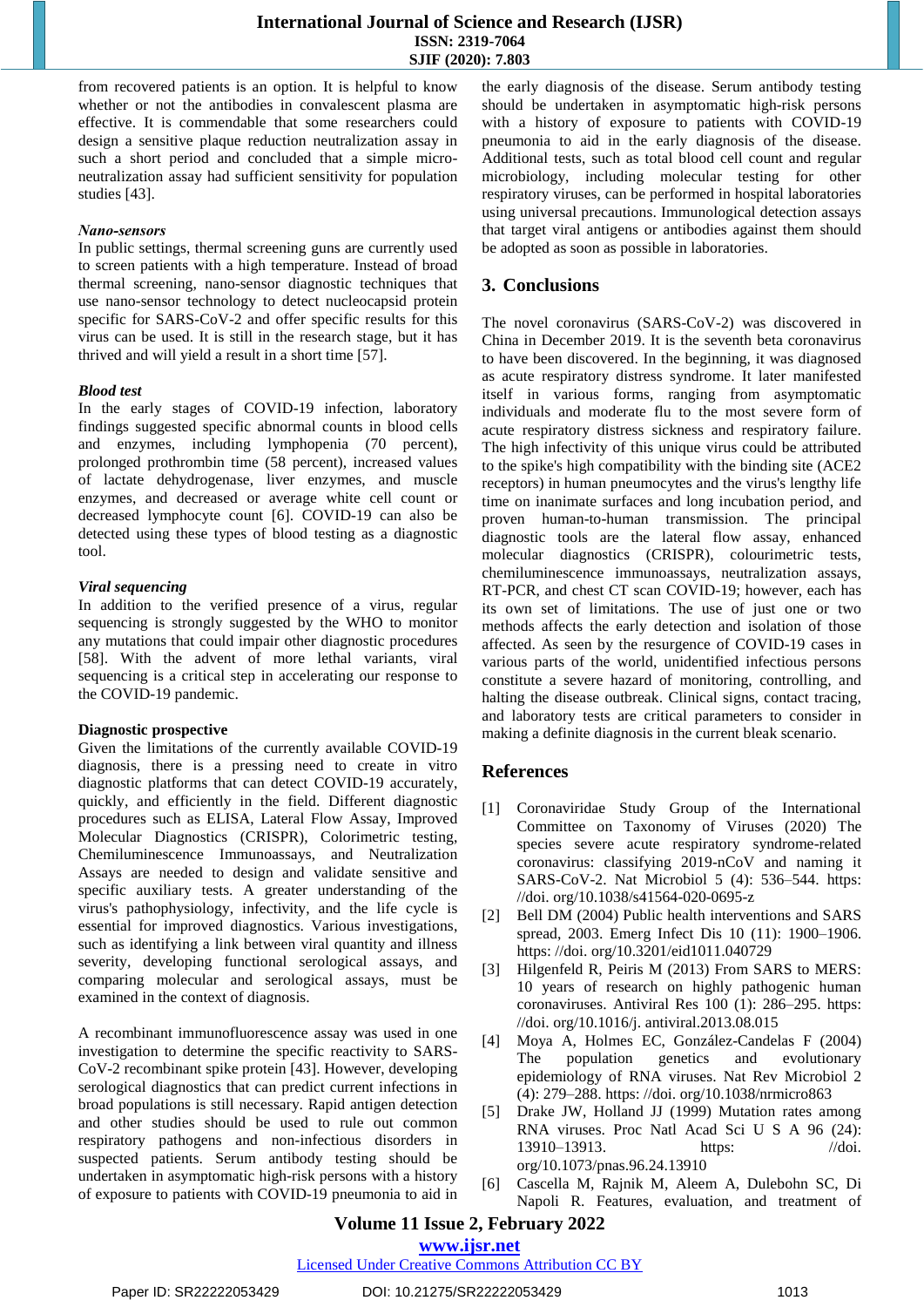from recovered patients is an option. It is helpful to know whether or not the antibodies in convalescent plasma are effective. It is commendable that some researchers could design a sensitive plaque reduction neutralization assay in such a short period and concluded that a simple micro-neutralization assay had sufficient sensitivity for population studies [43].

***Nano-sensors***

In public settings, thermal screening guns are currently used to screen patients with a high temperature. Instead of broad thermal screening, nano-sensor diagnostic techniques that use nano-sensor technology to detect nucleocapsid protein specific for SARS-CoV-2 and offer specific results for this virus can be used. It is still in the research stage, but it has thrived and will yield a result in a short time [57].

***Blood test***

In the early stages of COVID-19 infection, laboratory findings suggested specific abnormal counts in blood cells and enzymes, including lymphopenia (70 percent), prolonged prothrombin time (58 percent), increased values of lactate dehydrogenase, liver enzymes, and muscle enzymes, and decreased or average white cell count or decreased lymphocyte count [6]. COVID-19 can also be detected using these types of blood testing as a diagnostic tool.

***Viral sequencing***

In addition to the verified presence of a virus, regular sequencing is strongly suggested by the WHO to monitor any mutations that could impair other diagnostic procedures [58]. With the advent of more lethal variants, viral sequencing is a critical step in accelerating our response to the COVID-19 pandemic.

**Diagnostic prospective**

Given the limitations of the currently available COVID-19 diagnosis, there is a pressing need to create in vitro diagnostic platforms that can detect COVID-19 accurately, quickly, and efficiently in the field. Different diagnostic procedures such as ELISA, Lateral Flow Assay, Improved Molecular Diagnostics (CRISPR), Colorimetric testing, Chemiluminescence Immunoassays, and Neutralization Assays are needed to design and validate sensitive and specific auxiliary tests. A greater understanding of the virus's pathophysiology, infectivity, and the life cycle is essential for improved diagnostics. Various investigations, such as identifying a link between viral quantity and illness severity, developing functional serological assays, and comparing molecular and serological assays, must be examined in the context of diagnosis.

A recombinant immunofluorescence assay was used in one investigation to determine the specific reactivity to SARS-CoV-2 recombinant spike protein [43]. However, developing serological diagnostics that can predict current infections in broad populations is still necessary. Rapid antigen detection and other studies should be used to rule out common respiratory pathogens and non-infectious disorders in suspected patients. Serum antibody testing should be undertaken in asymptomatic high-risk persons with a history of exposure to patients with COVID-19 pneumonia to aid in the early diagnosis of the disease. Serum antibody testing should be undertaken in asymptomatic high-risk persons with a history of exposure to patients with COVID-19 pneumonia to aid in the early diagnosis of the disease. Additional tests, such as total blood cell count and regular microbiology, including molecular testing for other respiratory viruses, can be performed in hospital laboratories using universal precautions. Immunological detection assays that target viral antigens or antibodies against them should be adopted as soon as possible in laboratories.

## 3. Conclusions

The novel coronavirus (SARS-CoV-2) was discovered in China in December 2019. It is the seventh beta coronavirus to have been discovered. In the beginning, it was diagnosed as acute respiratory distress syndrome. It later manifested itself in various forms, ranging from asymptomatic individuals and moderate flu to the most severe form of acute respiratory distress sickness and respiratory failure. The high infectivity of this unique virus could be attributed to the spike's high compatibility with the binding site (ACE2 receptors) in human pneumocytes and the virus's lengthy life time on inanimate surfaces and long incubation period, and proven human-to-human transmission. The principal diagnostic tools are the lateral flow assay, enhanced molecular diagnostics (CRISPR), colourimetric tests, chemiluminescence immunoassays, neutralization assays, RT-PCR, and chest CT scan COVID-19; however, each has its own set of limitations. The use of just one or two methods affects the early detection and isolation of those affected. As seen by the resurgence of COVID-19 cases in various parts of the world, unidentified infectious persons constitute a severe hazard of monitoring, controlling, and halting the disease outbreak. Clinical signs, contact tracing, and laboratory tests are critical parameters to consider in making a definite diagnosis in the current bleak scenario.

## References

[1] Coronaviridae Study Group of the International Committee on Taxonomy of Viruses (2020) The species severe acute respiratory syndrome-related coronavirus: classifying 2019-nCoV and naming it SARS-CoV-2. Nat Microbiol 5 (4): 536–544. https: //doi. org/10.1038/s41564-020-0695-z

[2] Bell DM (2004) Public health interventions and SARS spread, 2003. Emerg Infect Dis 10 (11): 1900–1906. https: //doi. org/10.3201/eid1011.040729

[3] Hilgenfeld R, Peiris M (2013) From SARS to MERS: 10 years of research on highly pathogenic human coronaviruses. Antiviral Res 100 (1): 286–295. https: //doi. org/10.1016/j. antiviral.2013.08.015

[4] Moya A, Holmes EC, González-Candelas F (2004) The population genetics and evolutionary epidemiology of RNA viruses. Nat Rev Microbiol 2 (4): 279–288. https: //doi. org/10.1038/nrmicro863

[5] Drake JW, Holland JJ (1999) Mutation rates among RNA viruses. Proc Natl Acad Sci U S A 96 (24): 13910–13913. https: //doi. org/10.1073/pnas.96.24.13910

[6] Cascella M, Rajnik M, Aleem A, Dulebohn SC, Di Napoli R. Features, evaluation, and treatment of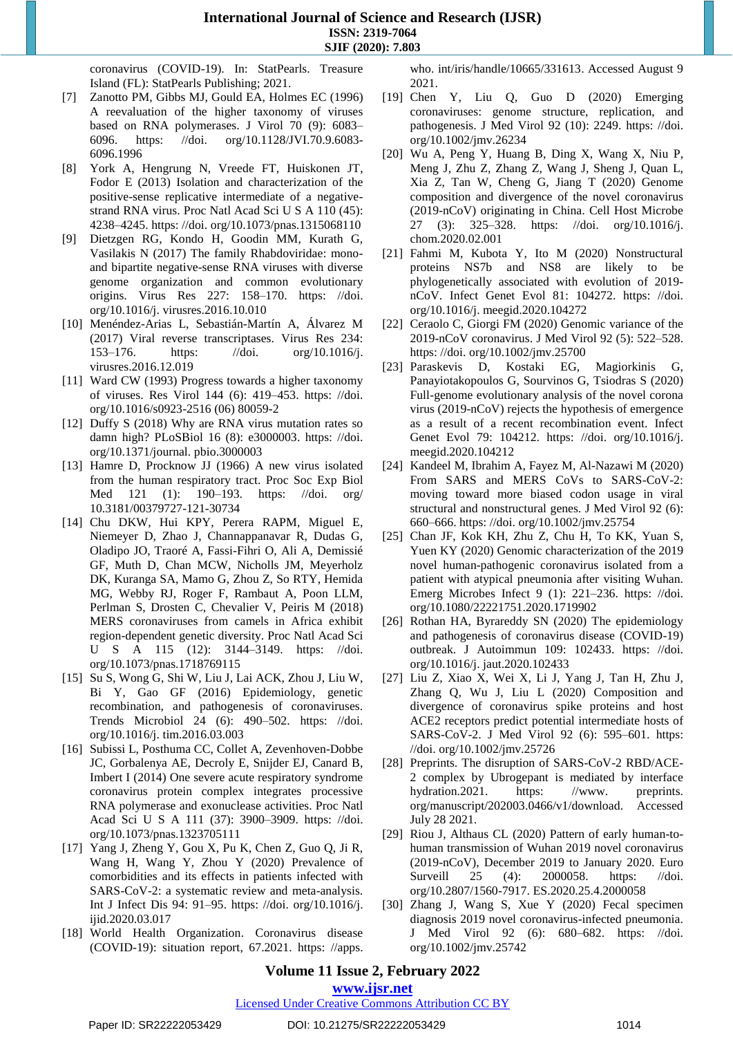coronavirus (COVID-19). In: StatPearls. Treasure Island (FL): StatPearls Publishing; 2021.

[7] Zanotto PM, Gibbs MJ, Gould EA, Holmes EC (1996) A reevaluation of the higher taxonomy of viruses based on RNA polymerases. J Virol 70 (9): 6083–6096. https: //doi. org/10.1128/JVI.70.9.6083-6096.1996

[8] York A, Hengrung N, Vreede FT, Huiskonen JT, Fodor E (2013) Isolation and characterization of the positive-sense replicative intermediate of a negative-strand RNA virus. Proc Natl Acad Sci U S A 110 (45): 4238–4245. https: //doi. org/10.1073/pnas.1315068110

[9] Dietzgen RG, Kondo H, Goodin MM, Kurath G, Vasilakis N (2017) The family Rhabdoviridae: mono- and bipartite negative-sense RNA viruses with diverse genome organization and common evolutionary origins. Virus Res 227: 158–170. https: //doi. org/10.1016/j. virusres.2016.10.010

[10] Menéndez-Arias L, Sebastián-Martín A, Álvarez M (2017) Viral reverse transcriptases. Virus Res 234: 153–176. https: //doi. org/10.1016/j. virusres.2016.12.019

[11] Ward CW (1993) Progress towards a higher taxonomy of viruses. Res Virol 144 (6): 419–453. https: //doi. org/10.1016/s0923-2516 (06) 80059-2

[12] Duffy S (2018) Why are RNA virus mutation rates so damn high? PLoSBiol 16 (8): e3000003. https: //doi. org/10.1371/journal. pbio.3000003

[13] Hamre D, Procknow JJ (1966) A new virus isolated from the human respiratory tract. Proc Soc Exp Biol Med 121 (1): 190–193. https: //doi. org/ 10.3181/00379727-121-30734

[14] Chu DKW, Hui KPY, Perera RAPM, Miguel E, Niemeyer D, Zhao J, Channappanavar R, Dudas G, Oladipo JO, Traoré A, Fassi-Fihri O, Ali A, Demissié GF, Muth D, Chan MCW, Nicholls JM, Meyerholz DK, Kuranga SA, Mamo G, Zhou Z, So RTY, Hemida MG, Webby RJ, Roger F, Rambaut A, Poon LLM, Perlman S, Drosten C, Chevalier V, Peiris M (2018) MERS coronaviruses from camels in Africa exhibit region-dependent genetic diversity. Proc Natl Acad Sci U S A 115 (12): 3144–3149. https: //doi. org/10.1073/pnas.1718769115

[15] Su S, Wong G, Shi W, Liu J, Lai ACK, Zhou J, Liu W, Bi Y, Gao GF (2016) Epidemiology, genetic recombination, and pathogenesis of coronaviruses. Trends Microbiol 24 (6): 490–502. https: //doi. org/10.1016/j. tim.2016.03.003

[16] Subissi L, Posthuma CC, Collet A, Zevenhoven-Dobbe JC, Gorbalenya AE, Decroly E, Snijder EJ, Canard B, Imbert I (2014) One severe acute respiratory syndrome coronavirus protein complex integrates processive RNA polymerase and exonuclease activities. Proc Natl Acad Sci U S A 111 (37): 3900–3909. https: //doi. org/10.1073/pnas.1323705111

[17] Yang J, Zheng Y, Gou X, Pu K, Chen Z, Guo Q, Ji R, Wang H, Wang Y, Zhou Y (2020) Prevalence of comorbidities and its effects in patients infected with SARS-CoV-2: a systematic review and meta-analysis. Int J Infect Dis 94: 91–95. https: //doi. org/10.1016/j. ijid.2020.03.017

[18] World Health Organization. Coronavirus disease (COVID-19): situation report, 67.2021. https: //apps. who. int/iris/handle/10665/331613. Accessed August 9 2021.

[19] Chen Y, Liu Q, Guo D (2020) Emerging coronaviruses: genome structure, replication, and pathogenesis. J Med Virol 92 (10): 2249. https: //doi. org/10.1002/jmv.26234

[20] Wu A, Peng Y, Huang B, Ding X, Wang X, Niu P, Meng J, Zhu Z, Zhang Z, Wang J, Sheng J, Quan L, Xia Z, Tan W, Cheng G, Jiang T (2020) Genome composition and divergence of the novel coronavirus (2019-nCoV) originating in China. Cell Host Microbe 27 (3): 325–328. https: //doi. org/10.1016/j. chom.2020.02.001

[21] Fahmi M, Kubota Y, Ito M (2020) Nonstructural proteins NS7b and NS8 are likely to be phylogenetically associated with evolution of 2019-nCoV. Infect Genet Evol 81: 104272. https: //doi. org/10.1016/j. meegid.2020.104272

[22] Ceraolo C, Giorgi FM (2020) Genomic variance of the 2019-nCoV coronavirus. J Med Virol 92 (5): 522–528. https: //doi. org/10.1002/jmv.25700

[23] Paraskevis D, Kostaki EG, Magiorkinis G, Panayiotakopoulos G, Sourvinos G, Tsiodras S (2020) Full-genome evolutionary analysis of the novel corona virus (2019-nCoV) rejects the hypothesis of emergence as a result of a recent recombination event. Infect Genet Evol 79: 104212. https: //doi. org/10.1016/j. meegid.2020.104212

[24] Kandeel M, Ibrahim A, Fayez M, Al-Nazawi M (2020) From SARS and MERS CoVs to SARS-CoV-2: moving toward more biased codon usage in viral structural and nonstructural genes. J Med Virol 92 (6): 660–666. https: //doi. org/10.1002/jmv.25754

[25] Chan JF, Kok KH, Zhu Z, Chu H, To KK, Yuan S, Yuen KY (2020) Genomic characterization of the 2019 novel human-pathogenic coronavirus isolated from a patient with atypical pneumonia after visiting Wuhan. Emerg Microbes Infect 9 (1): 221–236. https: //doi. org/10.1080/22221751.2020.1719902

[26] Rothan HA, Byrareddy SN (2020) The epidemiology and pathogenesis of coronavirus disease (COVID-19) outbreak. J Autoimmun 109: 102433. https: //doi. org/10.1016/j. jaut.2020.102433

[27] Liu Z, Xiao X, Wei X, Li J, Yang J, Tan H, Zhu J, Zhang Q, Wu J, Liu L (2020) Composition and divergence of coronavirus spike proteins and host ACE2 receptors predict potential intermediate hosts of SARS-CoV-2. J Med Virol 92 (6): 595–601. https: //doi. org/10.1002/jmv.25726

[28] Preprints. The disruption of SARS-CoV-2 RBD/ACE-2 complex by Ubrogepant is mediated by interface hydration.2021. https: //www. preprints. org/manuscript/202003.0466/v1/download. Accessed July 28 2021.

[29] Riou J, Althaus CL (2020) Pattern of early human-to-human transmission of Wuhan 2019 novel coronavirus (2019-nCoV), December 2019 to January 2020. Euro Surveill 25 (4): 2000058. https: //doi. org/10.2807/1560-7917. ES.2020.25.4.2000058

[30] Zhang J, Wang S, Xue Y (2020) Fecal specimen diagnosis 2019 novel coronavirus-infected pneumonia. J Med Virol 92 (6): 680–682. https: //doi. org/10.1002/jmv.25742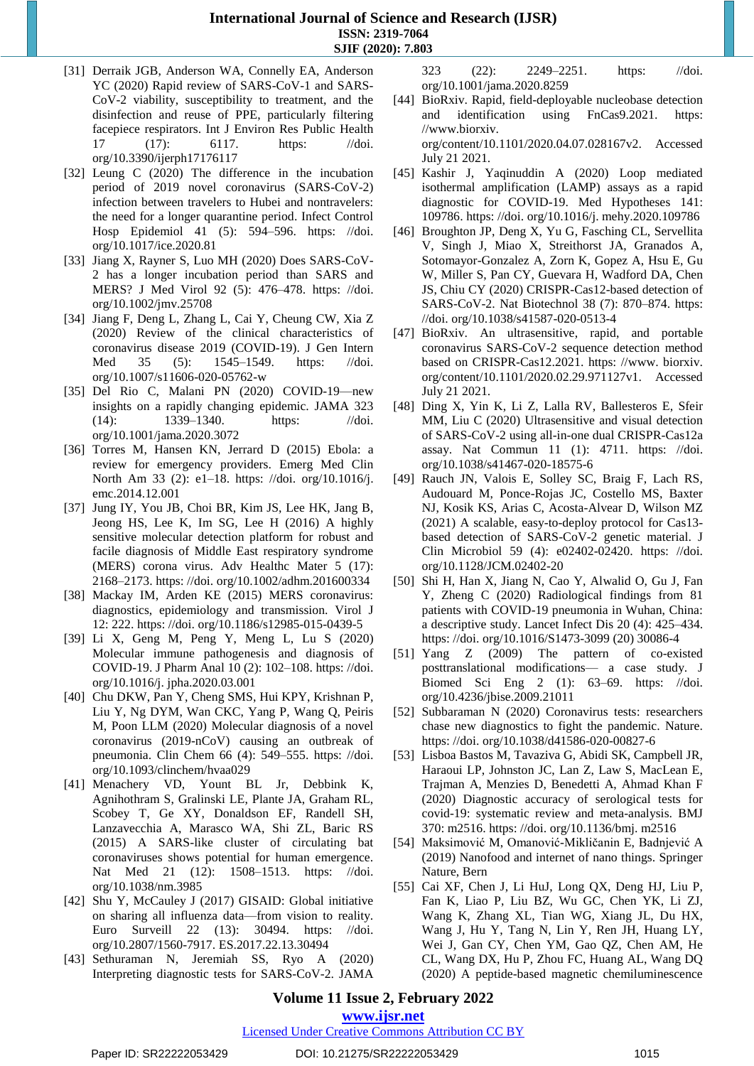[31] Derraik JGB, Anderson WA, Connelly EA, Anderson YC (2020) Rapid review of SARS-CoV-1 and SARS-CoV-2 viability, susceptibility to treatment, and the disinfection and reuse of PPE, particularly filtering facepiece respirators. Int J Environ Res Public Health 17 (17): 6117. https: //doi. org/10.3390/ijerph17176117

[32] Leung C (2020) The difference in the incubation period of 2019 novel coronavirus (SARS-CoV-2) infection between travelers to Hubei and nontravelers: the need for a longer quarantine period. Infect Control Hosp Epidemiol 41 (5): 594–596. https: //doi. org/10.1017/ice.2020.81

[33] Jiang X, Rayner S, Luo MH (2020) Does SARS-CoV-2 has a longer incubation period than SARS and MERS? J Med Virol 92 (5): 476–478. https: //doi. org/10.1002/jmv.25708

[34] Jiang F, Deng L, Zhang L, Cai Y, Cheung CW, Xia Z (2020) Review of the clinical characteristics of coronavirus disease 2019 (COVID-19). J Gen Intern Med 35 (5): 1545–1549. https: //doi. org/10.1007/s11606-020-05762-w

[35] Del Rio C, Malani PN (2020) COVID-19—new insights on a rapidly changing epidemic. JAMA 323 (14): 1339–1340. https: //doi. org/10.1001/jama.2020.3072

[36] Torres M, Hansen KN, Jerrard D (2015) Ebola: a review for emergency providers. Emerg Med Clin North Am 33 (2): e1–18. https: //doi. org/10.1016/j. emc.2014.12.001

[37] Jung IY, You JB, Choi BR, Kim JS, Lee HK, Jang B, Jeong HS, Lee K, Im SG, Lee H (2016) A highly sensitive molecular detection platform for robust and facile diagnosis of Middle East respiratory syndrome (MERS) corona virus. Adv Healthc Mater 5 (17): 2168–2173. https: //doi. org/10.1002/adhm.201600334

[38] Mackay IM, Arden KE (2015) MERS coronavirus: diagnostics, epidemiology and transmission. Virol J 12: 222. https: //doi. org/10.1186/s12985-015-0439-5

[39] Li X, Geng M, Peng Y, Meng L, Lu S (2020) Molecular immune pathogenesis and diagnosis of COVID-19. J Pharm Anal 10 (2): 102–108. https: //doi. org/10.1016/j. jpha.2020.03.001

[40] Chu DKW, Pan Y, Cheng SMS, Hui KPY, Krishnan P, Liu Y, Ng DYM, Wan CKC, Yang P, Wang Q, Peiris M, Poon LLM (2020) Molecular diagnosis of a novel coronavirus (2019-nCoV) causing an outbreak of pneumonia. Clin Chem 66 (4): 549–555. https: //doi. org/10.1093/clinchem/hvaa029

[41] Menachery VD, Yount BL Jr, Debbink K, Agnihothram S, Gralinski LE, Plante JA, Graham RL, Scobey T, Ge XY, Donaldson EF, Randell SH, Lanzavecchia A, Marasco WA, Shi ZL, Baric RS (2015) A SARS-like cluster of circulating bat coronaviruses shows potential for human emergence. Nat Med 21 (12): 1508–1513. https: //doi. org/10.1038/nm.3985

[42] Shu Y, McCauley J (2017) GISAID: Global initiative on sharing all influenza data—from vision to reality. Euro Surveill 22 (13): 30494. https: //doi. org/10.2807/1560-7917. ES.2017.22.13.30494

[43] Sethuraman N, Jeremiah SS, Ryo A (2020) Interpreting diagnostic tests for SARS-CoV-2. JAMA 323 (22): 2249–2251. https: //doi. org/10.1001/jama.2020.8259

[44] BioRxiv. Rapid, field-deployable nucleobase detection and identification using FnCas9.2021. https: //www.biorxiv. org/content/10.1101/2020.04.07.028167v2. Accessed July 21 2021.

[45] Kashir J, Yaqinuddin A (2020) Loop mediated isothermal amplification (LAMP) assays as a rapid diagnostic for COVID-19. Med Hypotheses 141: 109786. https: //doi. org/10.1016/j. mehy.2020.109786

[46] Broughton JP, Deng X, Yu G, Fasching CL, Servellita V, Singh J, Miao X, Streithorst JA, Granados A, Sotomayor-Gonzalez A, Zorn K, Gopez A, Hsu E, Gu W, Miller S, Pan CY, Guevara H, Wadford DA, Chen JS, Chiu CY (2020) CRISPR-Cas12-based detection of SARS-CoV-2. Nat Biotechnol 38 (7): 870–874. https: //doi. org/10.1038/s41587-020-0513-4

[47] BioRxiv. An ultrasensitive, rapid, and portable coronavirus SARS-CoV-2 sequence detection method based on CRISPR-Cas12.2021. https: //www. biorxiv. org/content/10.1101/2020.02.29.971127v1. Accessed July 21 2021.

[48] Ding X, Yin K, Li Z, Lalla RV, Ballesteros E, Sfeir MM, Liu C (2020) Ultrasensitive and visual detection of SARS-CoV-2 using all-in-one dual CRISPR-Cas12a assay. Nat Commun 11 (1): 4711. https: //doi. org/10.1038/s41467-020-18575-6

[49] Rauch JN, Valois E, Solley SC, Braig F, Lach RS, Audouard M, Ponce-Rojas JC, Costello MS, Baxter NJ, Kosik KS, Arias C, Acosta-Alvear D, Wilson MZ (2021) A scalable, easy-to-deploy protocol for Cas13-based detection of SARS-CoV-2 genetic material. J Clin Microbiol 59 (4): e02402-02420. https: //doi. org/10.1128/JCM.02402-20

[50] Shi H, Han X, Jiang N, Cao Y, Alwalid O, Gu J, Fan Y, Zheng C (2020) Radiological findings from 81 patients with COVID-19 pneumonia in Wuhan, China: a descriptive study. Lancet Infect Dis 20 (4): 425–434. https: //doi. org/10.1016/S1473-3099 (20) 30086-4

[51] Yang Z (2009) The pattern of co-existed posttranslational modifications— a case study. J Biomed Sci Eng 2 (1): 63–69. https: //doi. org/10.4236/jbise.2009.21011

[52] Subbaraman N (2020) Coronavirus tests: researchers chase new diagnostics to fight the pandemic. Nature. https: //doi. org/10.1038/d41586-020-00827-6

[53] Lisboa Bastos M, Tavaziva G, Abidi SK, Campbell JR, Haraoui LP, Johnston JC, Lan Z, Law S, MacLean E, Trajman A, Menzies D, Benedetti A, Ahmad Khan F (2020) Diagnostic accuracy of serological tests for covid-19: systematic review and meta-analysis. BMJ 370: m2516. https: //doi. org/10.1136/bmj. m2516

[54] Maksimović M, Omanović-Mikličanin E, Badnjević A (2019) Nanofood and internet of nano things. Springer Nature, Bern

[55] Cai XF, Chen J, Li HuJ, Long QX, Deng HJ, Liu P, Fan K, Liao P, Liu BZ, Wu GC, Chen YK, Li ZJ, Wang K, Zhang XL, Tian WG, Xiang JL, Du HX, Wang J, Hu Y, Tang N, Lin Y, Ren JH, Huang LY, Wei J, Gan CY, Chen YM, Gao QZ, Chen AM, He CL, Wang DX, Hu P, Zhou FC, Huang AL, Wang DQ (2020) A peptide-based magnetic chemiluminescence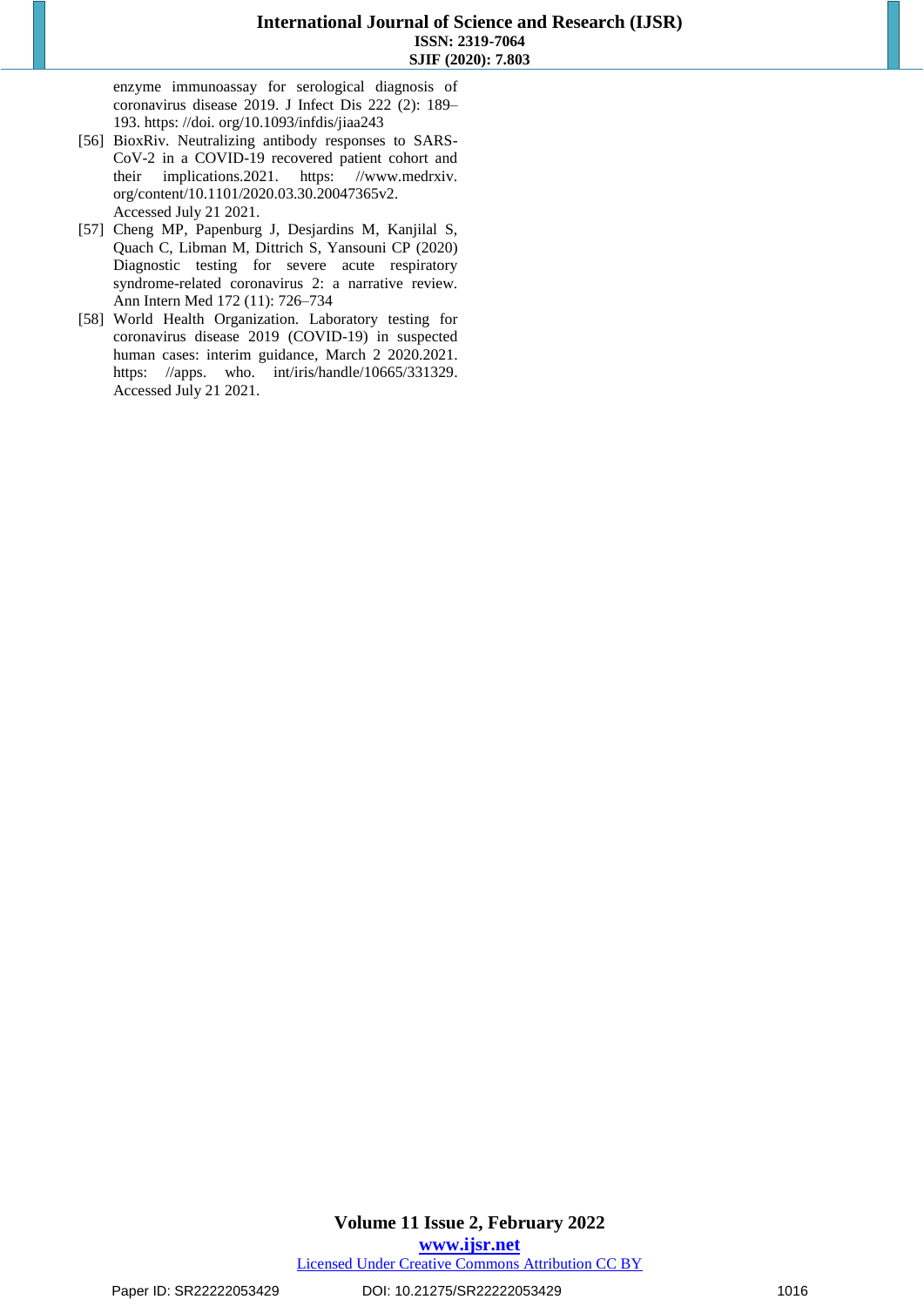enzyme immunoassay for serological diagnosis of coronavirus disease 2019. J Infect Dis 222 (2): 189–193. https: //doi. org/10.1093/infdis/jiaa243

[56] BioxRiv. Neutralizing antibody responses to SARS-CoV-2 in a COVID-19 recovered patient cohort and their implications.2021. https: //www.medrxiv. org/content/10.1101/2020.03.30.20047365v2. Accessed July 21 2021.

[57] Cheng MP, Papenburg J, Desjardins M, Kanjilal S, Quach C, Libman M, Dittrich S, Yansouni CP (2020) Diagnostic testing for severe acute respiratory syndrome-related coronavirus 2: a narrative review. Ann Intern Med 172 (11): 726–734

[58] World Health Organization. Laboratory testing for coronavirus disease 2019 (COVID-19) in suspected human cases: interim guidance, March 2 2020.2021. https: //apps. who. int/iris/handle/10665/331329. Accessed July 21 2021.